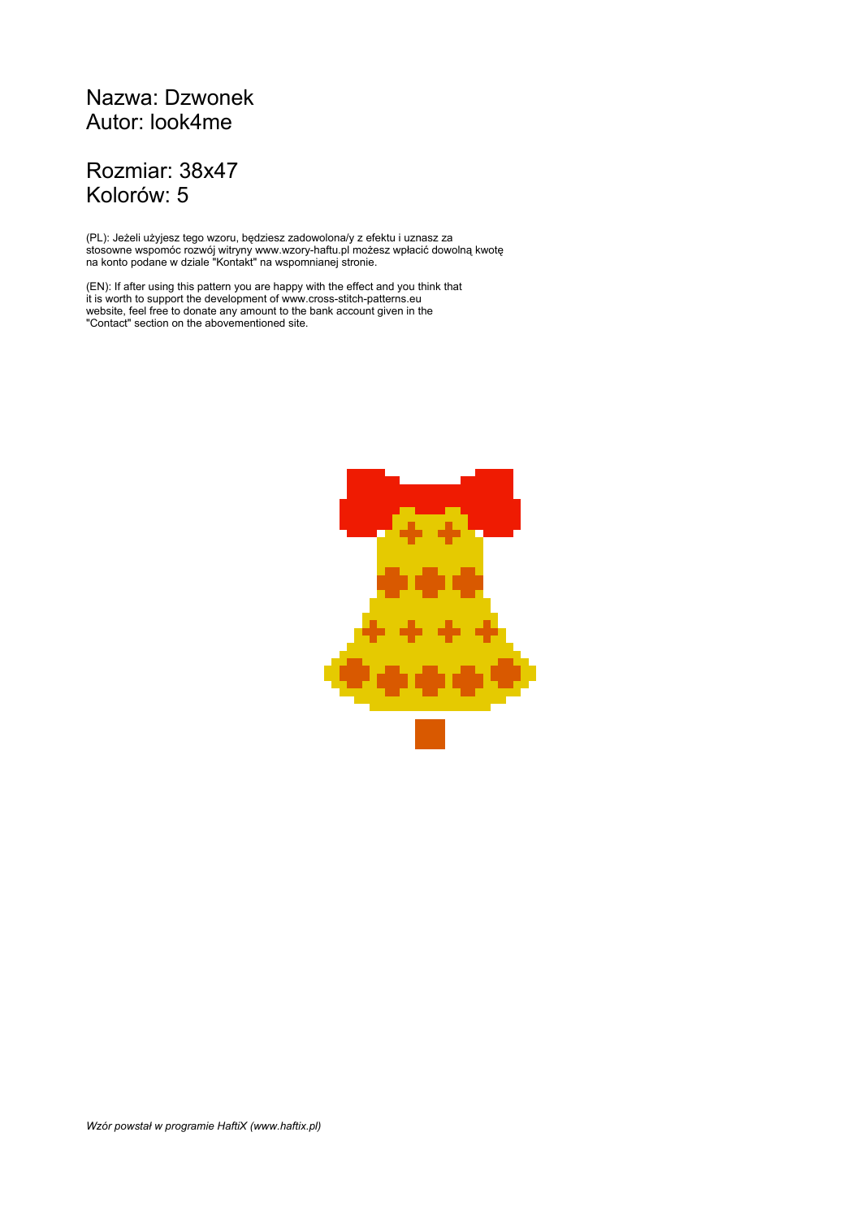Nazwa: Dzwonek
Autor: look4me

Rozmiar: 38x47
Kolorów: 5

(PL): Jeżeli użyjesz tego wzoru, będziesz zadowolona/y z efektu i uznasz za stosowne wspomóc rozwój witryny www.wzory-haftu.pl możesz wpłacić dowolną kwotę na konto podane w dziale "Kontakt" na wspomnianej stronie.

(EN): If after using this pattern you are happy with the effect and you think that it is worth to support the development of www.cross-stitch-patterns.eu website, feel free to donate any amount to the bank account given in the "Contact" section on the abovementioned site.

*Wzór powstał w programie HaftiX (www.haftix.pl)*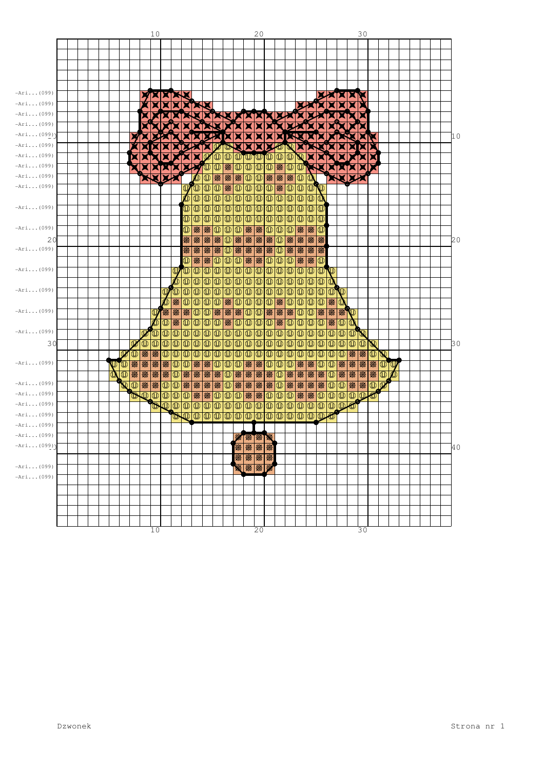Dzwonek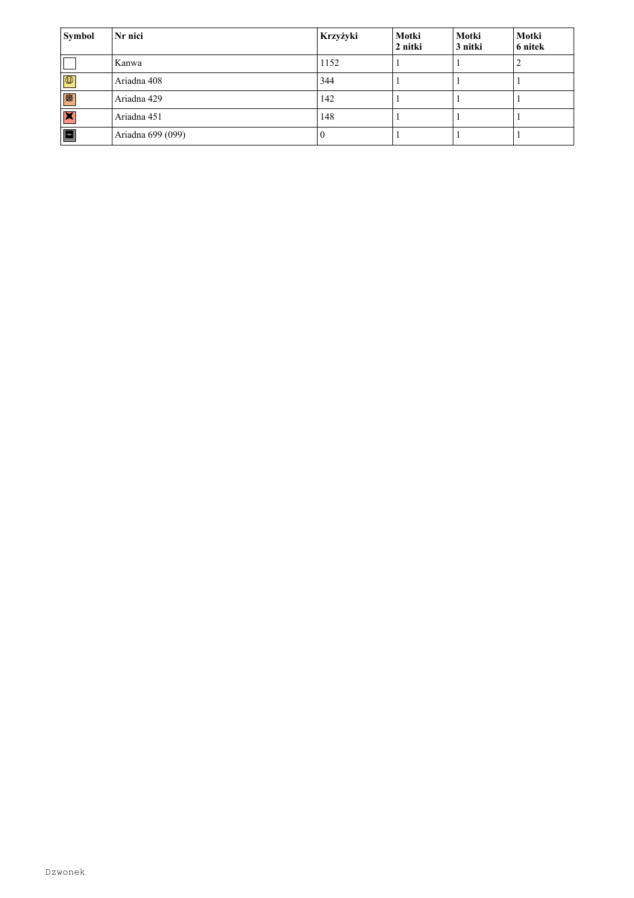| Symbol | Nr nici | Krzyżyki | Motki 2 nitki | Motki 3 nitki | Motki 6 nitek |
|---|---|---|---|---|---|
| | Kanwa | 1152 | 1 | 1 | 2 |
| | Ariadna 408 | 344 | 1 | 1 | 1 |
| | Ariadna 429 | 142 | 1 | 1 | 1 |
| | Ariadna 451 | 148 | 1 | 1 | 1 |
| | Ariadna 699 (099) | 0 | 1 | 1 | 1 |